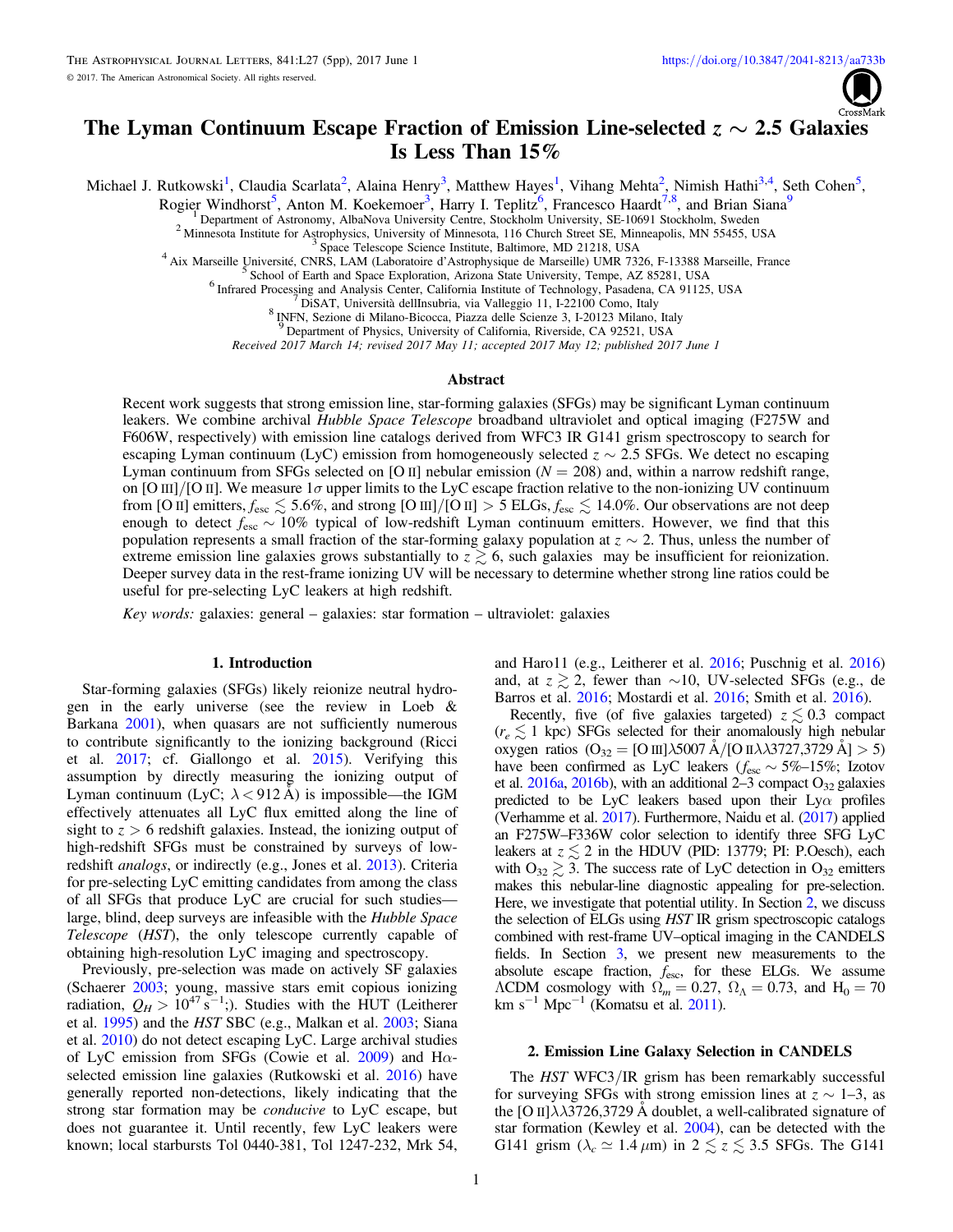# The Lyman Continuum Escape Fraction of Emission Line-selected $z \sim 2.5$ Galaxies Is Less Than 15%

Michael J. Rutkowski[1], Claudia Scarlata[2], Alaina Henry[3], Matthew Hayes[1], Vihang Mehta[2], Nimish Hathi[3,4], Seth Cohen[5], Rogier Windhorst[5], Anton M. Koekemoer[3], Harry I. Teplitz[6], Francesco Haardt[7,8], and Brian Siana[9]

[1] Department of Astronomy, AlbaNova University Centre, Stockholm University, SE-10691 Stockholm, Sweden
[2] Minnesota Institute for Astrophysics, University of Minnesota, 116 Church Street SE, Minneapolis, MN 55455, USA
[3] Space Telescope Science Institute, Baltimore, MD 21218, USA
[4] Aix Marseille Université, CNRS, LAM (Laboratoire d'Astrophysique de Marseille) UMR 7326, F-13388 Marseille, France
[5] School of Earth and Space Exploration, Arizona State University, Tempe, AZ 85281, USA
[6] Infrared Processing and Analysis Center, California Institute of Technology, Pasadena, CA 91125, USA
[7] DiSAT, Università dellInsubria, via Valleggio 11, I-22100 Como, Italy
[8] INFN, Sezione di Milano-Bicocca, Piazza delle Scienze 3, I-20123 Milano, Italy
[9] Department of Physics, University of California, Riverside, CA 92521, USA

Received 2017 March 14; revised 2017 May 11; accepted 2017 May 12; published 2017 June 1

## Abstract

Recent work suggests that strong emission line, star-forming galaxies (SFGs) may be significant Lyman continuum leakers. We combine archival *Hubble Space Telescope* broadband ultraviolet and optical imaging (F275W and F606W, respectively) with emission line catalogs derived from WFC3 IR G141 grism spectroscopy to search for escaping Lyman continuum (LyC) emission from homogeneously selected $z \sim 2.5$ SFGs. We detect no escaping Lyman continuum from SFGs selected on [O II] nebular emission ($N = 208$) and, within a narrow redshift range, on [O III]/[O II]. We measure $1\sigma$ upper limits to the LyC escape fraction relative to the non-ionizing UV continuum from [O II] emitters, $f_{\rm esc} \lesssim 5.6\%$, and strong [O III]/[O II] $> 5$ ELGs, $f_{\rm esc} \lesssim 14.0\%$. Our observations are not deep enough to detect $f_{\rm esc} \sim 10\%$ typical of low-redshift Lyman continuum emitters. However, we find that this population represents a small fraction of the star-forming galaxy population at $z \sim 2$. Thus, unless the number of extreme emission line galaxies grows substantially to $z \gtrsim 6$, such galaxies may be insufficient for reionization. Deeper survey data in the rest-frame ionizing UV will be necessary to determine whether strong line ratios could be useful for pre-selecting LyC leakers at high redshift.

*Key words:* galaxies: general – galaxies: star formation – ultraviolet: galaxies

## 1. Introduction

Star-forming galaxies (SFGs) likely reionize neutral hydrogen in the early universe (see the review in Loeb & Barkana 2001), when quasars are not sufficiently numerous to contribute significantly to the ionizing background (Ricci et al. 2017; cf. Giallongo et al. 2015). Verifying this assumption by directly measuring the ionizing output of Lyman continuum (LyC; $\lambda < 912$ Å) is impossible—the IGM effectively attenuates all LyC flux emitted along the line of sight to $z > 6$ redshift galaxies. Instead, the ionizing output of high-redshift SFGs must be constrained by surveys of low-redshift *analogs*, or indirectly (e.g., Jones et al. 2013). Criteria for pre-selecting LyC emitting candidates from among the class of all SFGs that produce LyC are crucial for such studies—large, blind, deep surveys are infeasible with the *Hubble Space Telescope* (*HST*), the only telescope currently capable of obtaining high-resolution LyC imaging and spectroscopy.

Previously, pre-selection was made on actively SF galaxies (Schaerer 2003; young, massive stars emit copious ionizing radiation, $Q_H > 10^{47}$ s$^{-1}$;). Studies with the HUT (Leitherer et al. 1995) and the *HST* SBC (e.g., Malkan et al. 2003; Siana et al. 2010) do not detect escaping LyC. Large archival studies of LyC emission from SFGs (Cowie et al. 2009) and H$\alpha$-selected emission line galaxies (Rutkowski et al. 2016) have generally reported non-detections, likely indicating that the strong star formation may be *conducive* to LyC escape, but does not guarantee it. Until recently, few LyC leakers were known; local starbursts Tol 0440-381, Tol 1247-232, Mrk 54, and Haro11 (e.g., Leitherer et al. 2016; Puschnig et al. 2016) and, at $z \gtrsim 2$, fewer than ~10, UV-selected SFGs (e.g., de Barros et al. 2016; Mostardi et al. 2016; Smith et al. 2016).

Recently, five (of five galaxies targeted) $z \lesssim 0.3$ compact ($r_e \lesssim 1$ kpc) SFGs selected for their anomalously high nebular oxygen ratios ($O_{32}$ = [O III]$\lambda$5007 Å/[O II]$\lambda\lambda$3727,3729 Å] $> 5$) have been confirmed as LyC leakers ($f_{\rm esc} \sim 5\%$–15%; Izotov et al. 2016a, 2016b), with an additional 2–3 compact $O_{32}$ galaxies predicted to be LyC leakers based upon their Ly$\alpha$ profiles (Verhamme et al. 2017). Furthermore, Naidu et al. (2017) applied an F275W–F336W color selection to identify three SFG LyC leakers at $z \lesssim 2$ in the HDUV (PID: 13779; PI: P.Oesch), each with $O_{32} \gtrsim 3$. The success rate of LyC detection in $O_{32}$ emitters makes this nebular-line diagnostic appealing for pre-selection. Here, we investigate that potential utility. In Section 2, we discuss the selection of ELGs using *HST* IR grism spectroscopic catalogs combined with rest-frame UV–optical imaging in the CANDELS fields. In Section 3, we present new measurements to the absolute escape fraction, $f_{\rm esc}$, for these ELGs. We assume $\Lambda$CDM cosmology with $\Omega_m = 0.27$, $\Omega_\Lambda = 0.73$, and $H_0 = 70$ km s$^{-1}$ Mpc$^{-1}$ (Komatsu et al. 2011).

## 2. Emission Line Galaxy Selection in CANDELS

The *HST* WFC3/IR grism has been remarkably successful for surveying SFGs with strong emission lines at $z \sim 1$–3, as the [O II]$\lambda\lambda$3726,3729 Å doublet, a well-calibrated signature of star formation (Kewley et al. 2004), can be detected with the G141 grism ($\lambda_c \simeq 1.4\ \mu$m) in $2 \lesssim z \lesssim 3.5$ SFGs. The G141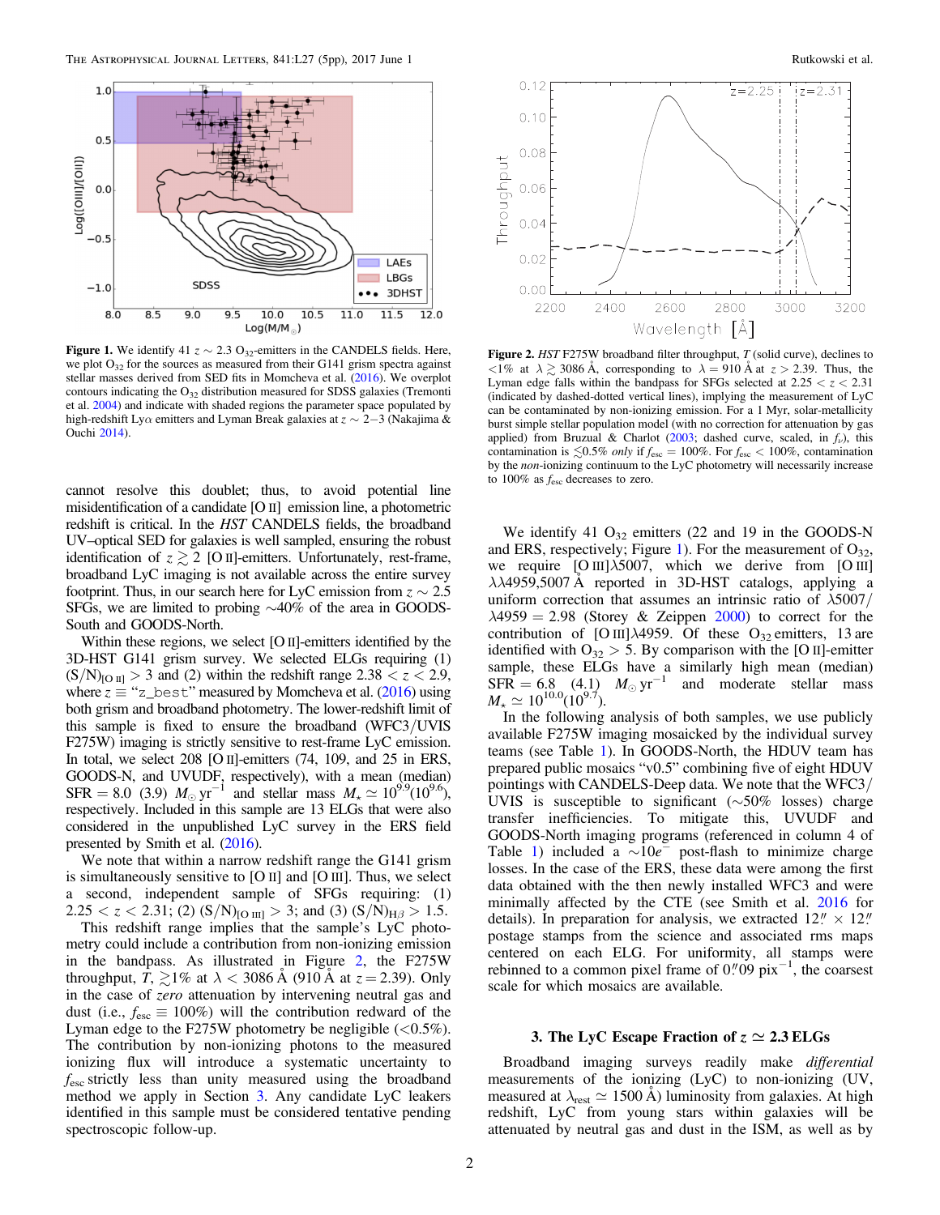**Figure 1.** We identify 41 $z \sim 2.3$ $O_{32}$-emitters in the CANDELS fields. Here, we plot $O_{32}$ for the sources as measured from their G141 grism spectra against stellar masses derived from SED fits in Momcheva et al. (2016). We overplot contours indicating the $O_{32}$ distribution measured for SDSS galaxies (Tremonti et al. 2004) and indicate with shaded regions the parameter space populated by high-redshift Ly$\alpha$ emitters and Lyman Break galaxies at $z \sim 2$–3 (Nakajima & Ouchi 2014).

**Figure 2.** *HST* F275W broadband filter throughput, $T$ (solid curve), declines to $<1\%$ at $\lambda \gtrsim 3086$ Å, corresponding to $\lambda = 910$ Å at $z > 2.39$. Thus, the Lyman edge falls within the bandpass for SFGs selected at $2.25 < z < 2.31$ (indicated by dashed-dotted vertical lines), implying the measurement of LyC can be contaminated by non-ionizing emission. For a 1 Myr, solar-metallicity burst simple stellar population model (with no correction for attenuation by gas applied) from Bruzual & Charlot (2003; dashed curve, scaled, in $f_\nu$), this contamination is $\lesssim 0.5\%$ *only* if $f_{\rm esc} = 100\%$. For $f_{\rm esc} < 100\%$, contamination by the *non*-ionizing continuum to the LyC photometry will necessarily increase to 100% as $f_{\rm esc}$ decreases to zero.

cannot resolve this doublet; thus, to avoid potential line misidentification of a candidate [O II] emission line, a photometric redshift is critical. In the *HST* CANDELS fields, the broadband UV–optical SED for galaxies is well sampled, ensuring the robust identification of $z \gtrsim 2$ [O II]-emitters. Unfortunately, rest-frame, broadband LyC imaging is not available across the entire survey footprint. Thus, in our search here for LyC emission from $z \sim 2.5$ SFGs, we are limited to probing ~40% of the area in GOODS-South and GOODS-North.

Within these regions, we select [O II]-emitters identified by the 3D-HST G141 grism survey. We selected ELGs requiring (1) $({\rm S/N})_{\rm [O\,II]} > 3$ and (2) within the redshift range $2.38 < z < 2.9$, where $z \equiv$ "z_best" measured by Momcheva et al. (2016) using both grism and broadband photometry. The lower-redshift limit of this sample is fixed to ensure the broadband (WFC3/UVIS F275W) imaging is strictly sensitive to rest-frame LyC emission. In total, we select 208 [O II]-emitters (74, 109, and 25 in ERS, GOODS-N, and UVUDF, respectively), with a mean (median) SFR $= 8.0$ (3.9) $M_\odot\,{\rm yr}^{-1}$ and stellar mass $M_\star \simeq 10^{9.9} (10^{9.6})$, respectively. Included in this sample are 13 ELGs that were also considered in the unpublished LyC survey in the ERS field presented by Smith et al. (2016).

We note that within a narrow redshift range the G141 grism is simultaneously sensitive to [O II] and [O III]. Thus, we select a second, independent sample of SFGs requiring: (1) $2.25 < z < 2.31$; (2) $({\rm S/N})_{\rm [O\,III]} > 3$; and (3) $({\rm S/N})_{{\rm H}\beta} > 1.5$.

This redshift range implies that the sample's LyC photometry could include a contribution from non-ionizing emission in the bandpass. As illustrated in Figure 2, the F275W throughput, $T$, $\gtrsim 1\%$ at $\lambda < 3086$ Å (910 Å at $z = 2.39$). Only in the case of *zero* attenuation by intervening neutral gas and dust (i.e., $f_{\rm esc} \equiv 100\%$) will the contribution redward of the Lyman edge to the F275W photometry be negligible ($<0.5\%$). The contribution by non-ionizing photons to the measured ionizing flux will introduce a systematic uncertainty to $f_{\rm esc}$ strictly less than unity measured using the broadband method we apply in Section 3. Any candidate LyC leakers identified in this sample must be considered tentative pending spectroscopic follow-up.

We identify 41 $O_{32}$ emitters (22 and 19 in the GOODS-N and ERS, respectively; Figure 1). For the measurement of $O_{32}$, we require [O III]$\lambda$5007, which we derive from [O III] $\lambda\lambda$4959,5007 Å reported in 3D-HST catalogs, applying a uniform correction that assumes an intrinsic ratio of $\lambda 5007/\lambda 4959 = 2.98$ (Storey & Zeippen 2000) to correct for the contribution of [O III]$\lambda$4959. Of these $O_{32}$ emitters, 13 are identified with $O_{32} > 5$. By comparison with the [O II]-emitter sample, these ELGs have a similarly high mean (median) SFR $= 6.8$ (4.1) $M_\odot\,{\rm yr}^{-1}$ and moderate stellar mass $M_\star \simeq 10^{10.0} (10^{9.7})$.

In the following analysis of both samples, we use publicly available F275W imaging mosaicked by the individual survey teams (see Table 1). In GOODS-North, the HDUV team has prepared public mosaics "v0.5" combining five of eight HDUV pointings with CANDELS-Deep data. We note that the WFC3/UVIS is susceptible to significant (~50% losses) charge transfer inefficiencies. To mitigate this, UVUDF and GOODS-North imaging programs (referenced in column 4 of Table 1) included a $\sim 10e^-$ post-flash to minimize charge losses. In the case of the ERS, these data were among the first data obtained with the then newly installed WFC3 and were minimally affected by the CTE (see Smith et al. 2016 for details). In preparation for analysis, we extracted $12'' \times 12''$ postage stamps from the science and associated rms maps centered on each ELG. For uniformity, all stamps were rebinned to a common pixel frame of $0\farcs09\,{\rm pix}^{-1}$, the coarsest scale for which mosaics are available.

## 3. The LyC Escape Fraction of $z \simeq 2.3$ ELGs

Broadband imaging surveys readily make *differential* measurements of the ionizing (LyC) to non-ionizing (UV, measured at $\lambda_{\rm rest} \simeq 1500$ Å) luminosity from galaxies. At high redshift, LyC photons from young stars within galaxies will be attenuated by neutral gas and dust in the ISM, as well as by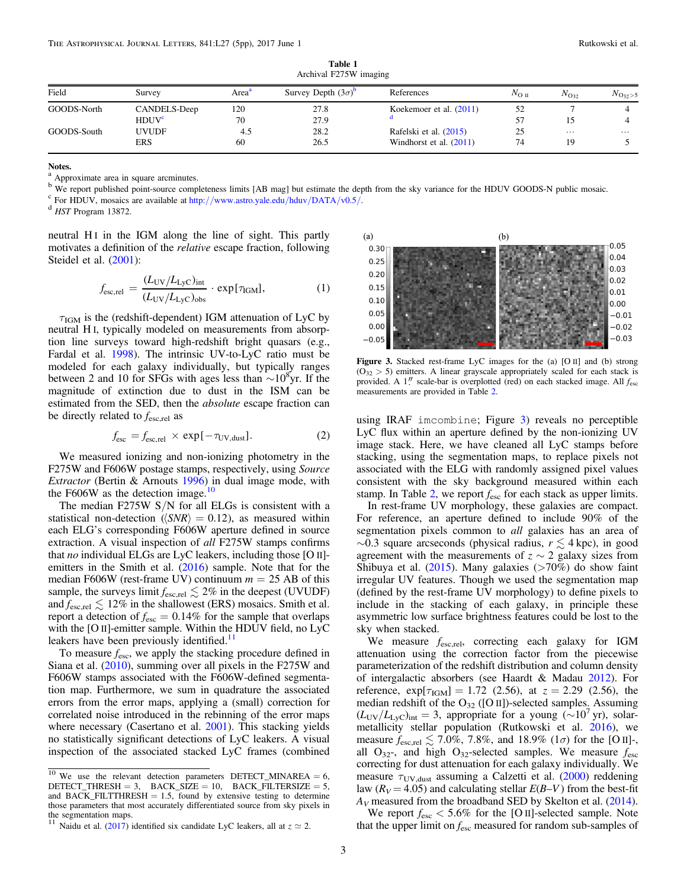**Table 1**
Archival F275W imaging

| Field | Survey | Area[a] | Survey Depth (3σ)[b] | References | $N_{\rm O\,II}$ | $N_{\rm O32}$ | $N_{\rm O32>5}$ |
|---|---|---|---|---|---|---|---|
| GOODS-North | CANDELS-Deep | 120 | 27.8 | Koekemoer et al. (2011) | 52 | 7 | 4 |
| | HDUV[c] | 70 | 27.9 | [d] | 57 | 15 | 4 |
| GOODS-South | UVUDF | 4.5 | 28.2 | Rafelski et al. (2015) | 25 | … | … |
| | ERS | 60 | 26.5 | Windhorst et al. (2011) | 74 | 19 | 5 |

**Notes.**
[a] Approximate area in square arcminutes.
[b] We report published point-source completeness limits [AB mag] but estimate the depth from the sky variance for the HDUV GOODS-N public mosaic.
[c] For HDUV, mosaics are available at http://www.astro.yale.edu/hduv/DATA/v0.5/.
[d] *HST* Program 13872.

neutral H I in the IGM along the line of sight. This partly motivates a definition of the *relative* escape fraction, following Steidel et al. (2001):

$$f_{\rm esc,rel} = \frac{(L_{\rm UV}/L_{\rm LyC})_{\rm int}}{(L_{\rm UV}/L_{\rm LyC})_{\rm obs}} \cdot \exp[\tau_{\rm IGM}], \quad (1)$$

$\tau_{\rm IGM}$ is the (redshift-dependent) IGM attenuation of LyC by neutral H I, typically modeled on measurements from absorption line surveys toward high-redshift bright quasars (e.g., Fardal et al. 1998). The intrinsic UV-to-LyC ratio must be modeled for each galaxy individually, but typically ranges between 2 and 10 for SFGs with ages less than $\sim10^8$yr. If the magnitude of extinction due to dust in the ISM can be estimated from the SED, then the *absolute* escape fraction can be directly related to $f_{\rm esc,rel}$ as

$$f_{\rm esc} = f_{\rm esc,rel} \times \exp[-\tau_{\rm UV,dust}]. \quad (2)$$

We measured ionizing and non-ionizing photometry in the F275W and F606W postage stamps, respectively, using *Source Extractor* (Bertin & Arnouts 1996) in dual image mode, with the F606W as the detection image.[10]

The median F275W S/N for all ELGs is consistent with a statistical non-detection ($\langle SNR \rangle = 0.12$), as measured within each ELG's corresponding F606W aperture defined in source extraction. A visual inspection of *all* F275W stamps confirms that *no* individual ELGs are LyC leakers, including those [O II]-emitters in the Smith et al. (2016) sample. Note that for the median F606W (rest-frame UV) continuum $m = 25$ AB of this sample, the surveys limit $f_{\rm esc,rel} \lesssim 2\%$ in the deepest (UVUDF) and $f_{\rm esc,rel} \lesssim 12\%$ in the shallowest (ERS) mosaics. Smith et al. report a detection of $f_{\rm esc} = 0.14\%$ for the sample that overlaps with the [O II]-emitter sample. Within the HDUV field, no LyC leakers have been previously identified.[11]

To measure $f_{\rm esc}$, we apply the stacking procedure defined in Siana et al. (2010), summing over all pixels in the F275W and F606W stamps associated with the F606W-defined segmentation map. Furthermore, we sum in quadrature the associated errors from the error maps, applying a (small) correction for correlated noise introduced in the rebinning of the error maps where necessary (Casertano et al. 2001). This stacking yields no statistically significant detections of LyC leakers. A visual inspection of the associated stacked LyC frames (combined using IRAF `imcombine`; Figure 3) reveals no perceptible LyC flux within an aperture defined by the non-ionizing UV image stack. Here, we have cleaned all LyC stamps before stacking, using the segmentation maps, to replace pixels not associated with the ELG with randomly assigned pixel values consistent with the sky background measured within each stamp. In Table 2, we report $f_{\rm esc}$ for each stack as upper limits.

**Figure 3.** Stacked rest-frame LyC images for the (a) [O II] and (b) strong ($O_{32} > 5$) emitters. A linear grayscale appropriately scaled for each stack is provided. A 1″ scale-bar is overplotted (red) on each stacked image. All $f_{\rm esc}$ measurements are provided in Table 2.

In rest-frame UV morphology, these galaxies are compact. For reference, an aperture defined to include 90% of the segmentation pixels common to *all* galaxies has an area of ~0.3 square arcseconds (physical radius, $r \lesssim 4$ kpc), in good agreement with the measurements of $z \sim 2$ galaxy sizes from Shibuya et al. (2015). Many galaxies (>70%) do show faint irregular UV features. Though we used the segmentation map (defined by the rest-frame UV morphology) to define pixels to include in the stacking of each galaxy, in principle these asymmetric low surface brightness features could be lost to the sky when stacked.

We measure $f_{\rm esc,rel}$, correcting each galaxy for IGM attenuation using the correction factor from the piecewise parameterization of the redshift distribution and column density of intergalactic absorbers (see Haardt & Madau 2012). For reference, $\exp[\tau_{\rm IGM}] = 1.72$ (2.56), at $z = 2.29$ (2.56), the median redshift of the $O_{32}$ ([O II])-selected samples. Assuming $(L_{\rm UV}/L_{\rm LyC})_{\rm int} = 3$, appropriate for a young ($\sim10^7$ yr), solar-metallicity stellar population (Rutkowski et al. 2016), we measure $f_{\rm esc,rel} \lesssim 7.0\%$, 7.8%, and 18.9% (1σ) for the [O II]-, all $O_{32}$-, and high $O_{32}$-selected samples. We measure $f_{\rm esc}$ correcting for dust attenuation for each galaxy individually. We measure $\tau_{\rm UV,dust}$ assuming a Calzetti et al. (2000) reddening law ($R_V = 4.05$) and calculating stellar $E(B-V)$ from the best-fit $A_V$ measured from the broadband SED by Skelton et al. (2014).

We report $f_{\rm esc} < 5.6\%$ for the [O II]-selected sample. Note that the upper limit on $f_{\rm esc}$ measured for random sub-samples of

[10] We use the relevant detection parameters DETECT_MINAREA = 6, DETECT_THRESH = 3, BACK_SIZE = 10, BACK_FILTERSIZE = 5, and BACK_FILTTHRESH = 1.5, found by extensive testing to determine those parameters that most accurately differentiated source from sky pixels in the segmentation maps.

[11] Naidu et al. (2017) identified six candidate LyC leakers, all at $z \simeq 2$.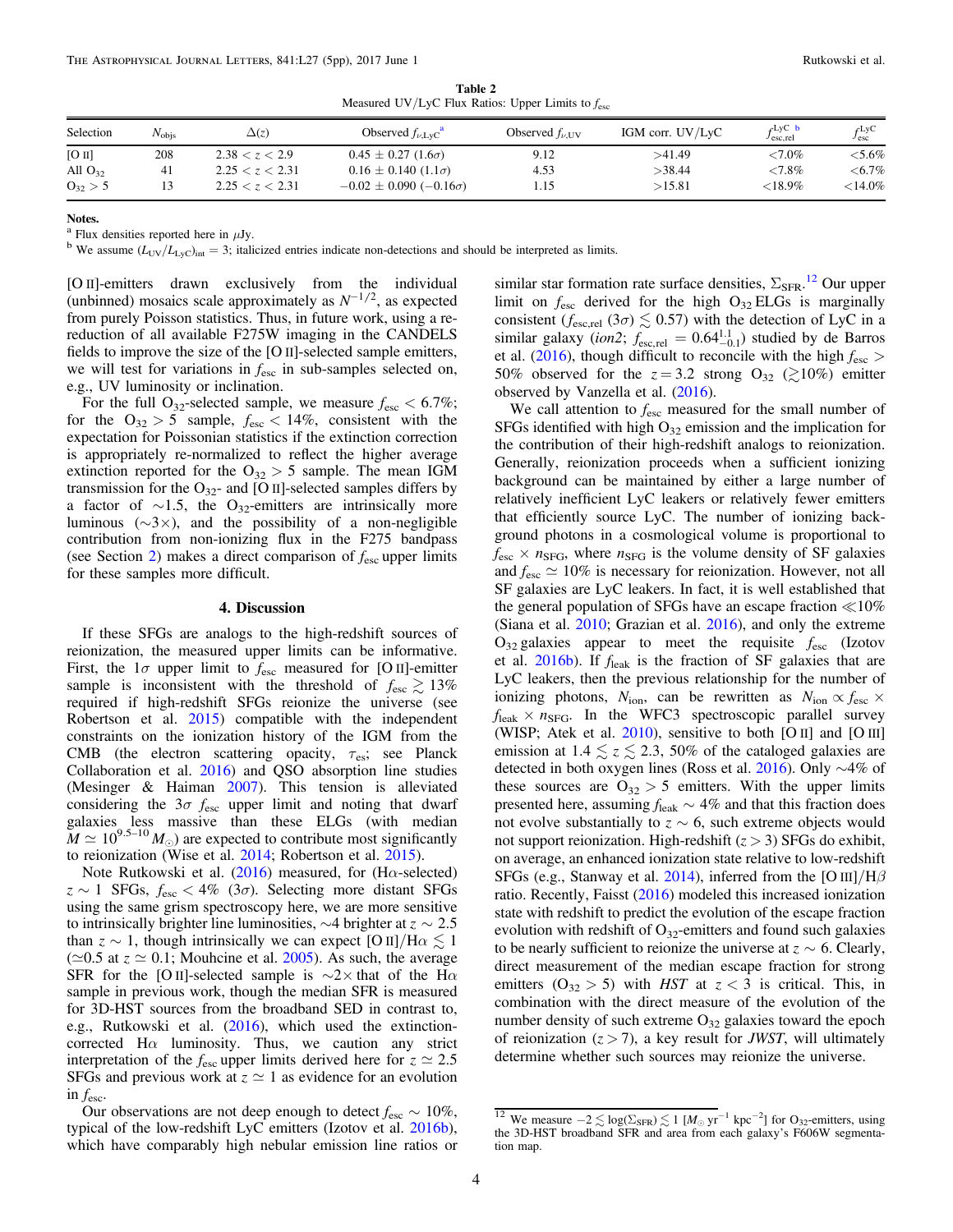**Table 2**
Measured UV/LyC Flux Ratios: Upper Limits to $f_{\rm esc}$

| Selection | $N_{\rm objs}$ | $\Delta(z)$ | Observed $f_{\nu,{\rm LyC}}$[a] | Observed $f_{\nu,{\rm UV}}$ | IGM corr. UV/LyC | $f_{\rm esc,rel}^{\rm LyC}$ [b] | $f_{\rm esc}^{\rm LyC}$ |
|---|---|---|---|---|---|---|---|
| [O II] | 208 | $2.38 < z < 2.9$ | $0.45 \pm 0.27$ ($1.6\sigma$) | 9.12 | >41.49 | <7.0% | <5.6% |
| All $O_{32}$ | 41 | $2.25 < z < 2.31$ | $0.16 \pm 0.140$ ($1.1\sigma$) | 4.53 | >38.44 | <7.8% | <6.7% |
| $O_{32} > 5$ | 13 | $2.25 < z < 2.31$ | $-0.02 \pm 0.090$ ($-0.16\sigma$) | 1.15 | >15.81 | <18.9% | <14.0% |

**Notes.**
[a] Flux densities reported here in $\mu$Jy.
[b] We assume $(L_{\rm UV}/L_{\rm LyC})_{\rm int} = 3$; italicized entries indicate non-detections and should be interpreted as limits.

[O II]-emitters drawn exclusively from the individual (unbinned) mosaics scale approximately as $N^{-1/2}$, as expected from purely Poisson statistics. Thus, in future work, using a re-reduction of all available F275W imaging in the CANDELS fields to improve the size of the [O II]-selected sample emitters, we will test for variations in $f_{\rm esc}$ in sub-samples selected on, e.g., UV luminosity or inclination.

For the full $O_{32}$-selected sample, we measure $f_{\rm esc} < 6.7\%$; for the $O_{32} > 5$ sample, $f_{\rm esc} < 14\%$, consistent with the expectation for Poissonian statistics if the extinction correction is appropriately re-normalized to reflect the higher average extinction reported for the $O_{32} > 5$ sample. The mean IGM transmission for the $O_{32}$- and [O II]-selected samples differs by a factor of $\sim$1.5, the $O_{32}$-emitters are intrinsically more luminous ($\sim$3$\times$), and the possibility of a non-negligible contribution from non-ionizing flux in the F275 bandpass (see Section 2) makes a direct comparison of $f_{\rm esc}$ upper limits for these samples more difficult.

## 4. Discussion

If these SFGs are analogs to the high-redshift sources of reionization, the measured upper limits can be informative. First, the 1$\sigma$ upper limit to $f_{\rm esc}$ measured for [O II]-emitter sample is inconsistent with the threshold of $f_{\rm esc} \gtrsim 13\%$ required if high-redshift SFGs reionize the universe (see Robertson et al. 2015) compatible with the independent constraints on the ionization history of the IGM from the CMB (the electron scattering opacity, $\tau_{\rm es}$; see Planck Collaboration et al. 2016) and QSO absorption line studies (Mesinger & Haiman 2007). This tension is alleviated considering the 3$\sigma$ $f_{\rm esc}$ upper limit and noting that dwarf galaxies less massive than these ELGs (with median $M \simeq 10^{9.5\text{–}10} M_\odot$) are expected to contribute most significantly to reionization (Wise et al. 2014; Robertson et al. 2015).

Note Rutkowski et al. (2016) measured, for (H$\alpha$-selected) $z \sim 1$ SFGs, $f_{\rm esc} < 4\%$ (3$\sigma$). Selecting more distant SFGs using the same grism spectroscopy here, we are more sensitive to intrinsically brighter line luminosities, $\sim$4 brighter at $z \sim 2.5$ than $z \sim 1$, though intrinsically we can expect [O II]/H$\alpha \lesssim 1$ ($\simeq$0.5 at $z \simeq 0.1$; Mouhcine et al. 2005). As such, the average SFR for the [O II]-selected sample is $\sim$2$\times$ that of the H$\alpha$ sample in previous work, though the median SFR is measured for 3D-HST sources from the broadband SED in contrast to, e.g., Rutkowski et al. (2016), which used the extinction-corrected H$\alpha$ luminosity. Thus, we caution any strict interpretation of the $f_{\rm esc}$ upper limits derived here for $z \simeq 2.5$ SFGs and previous work at $z \simeq 1$ as evidence for an evolution in $f_{\rm esc}$.

Our observations are not deep enough to detect $f_{\rm esc} \sim 10\%$, typical of the low-redshift LyC emitters (Izotov et al. 2016b), which have comparably high nebular emission line ratios or similar star formation rate surface densities, $\Sigma_{\rm SFR}$.[12] Our upper limit on $f_{\rm esc}$ derived for the high $O_{32}$ ELGs is marginally consistent ($f_{\rm esc,rel}$ (3$\sigma$) $\lesssim 0.57$) with the detection of LyC in a similar galaxy (*ion2*; $f_{\rm esc,rel} = 0.64^{1.1}_{-0.1}$) studied by de Barros et al. (2016), though difficult to reconcile with the high $f_{\rm esc} > 50\%$ observed for the $z = 3.2$ strong $O_{32}$ ($\gtrsim$10%) emitter observed by Vanzella et al. (2016).

We call attention to $f_{\rm esc}$ measured for the small number of SFGs identified with high $O_{32}$ emission and the implication for the contribution of their high-redshift analogs to reionization. Generally, reionization proceeds when a sufficient ionizing background can be maintained by either a large number of relatively inefficient LyC leakers or relatively fewer emitters that efficiently source LyC. The number of ionizing background photons in a cosmological volume is proportional to $f_{\rm esc} \times n_{\rm SFG}$, where $n_{\rm SFG}$ is the volume density of SF galaxies and $f_{\rm esc} \simeq 10\%$ is necessary for reionization. However, not all SF galaxies are LyC leakers. In fact, it is well established that the general population of SFGs have an escape fraction $\ll$10% (Siana et al. 2010; Grazian et al. 2016), and only the extreme $O_{32}$ galaxies appear to meet the requisite $f_{\rm esc}$ (Izotov et al. 2016b). If $f_{\rm leak}$ is the fraction of SF galaxies that are LyC leakers, then the previous relationship for the number of ionizing photons, $N_{\rm ion}$, can be rewritten as $N_{\rm ion} \propto f_{\rm esc} \times f_{\rm leak} \times n_{\rm SFG}$. In the WFC3 spectroscopic parallel survey (WISP; Atek et al. 2010), sensitive to both [O II] and [O III] emission at $1.4 \lesssim z \lesssim 2.3$, 50% of the cataloged galaxies are detected in both oxygen lines (Ross et al. 2016). Only $\sim$4% of these sources are $O_{32} > 5$ emitters. With the upper limits presented here, assuming $f_{\rm leak} \sim 4\%$ and that this fraction does not evolve substantially to $z \sim 6$, such extreme objects would not support reionization. High-redshift ($z > 3$) SFGs do exhibit, on average, an enhanced ionization state relative to low-redshift SFGs (e.g., Stanway et al. 2014), inferred from the [O III]/H$\beta$ ratio. Recently, Faisst (2016) modeled this increased ionization state with redshift to predict the evolution of the escape fraction evolution with redshift of $O_{32}$-emitters and found such galaxies to be nearly sufficient to reionize the universe at $z \sim 6$. Clearly, direct measurement of the median escape fraction for strong emitters ($O_{32} > 5$) with *HST* at $z < 3$ is critical. This, in combination with the direct measure of the evolution of the number density of such extreme $O_{32}$ galaxies toward the epoch of reionization ($z > 7$), a key result for *JWST*, will ultimately determine whether such sources may reionize the universe.

[12] We measure $-2 \lesssim \log(\Sigma_{\rm SFR}) \lesssim 1$ [$M_\odot$ yr$^{-1}$ kpc$^{-2}$] for $O_{32}$-emitters, using the 3D-HST broadband SFR and area from each galaxy's F606W segmentation map.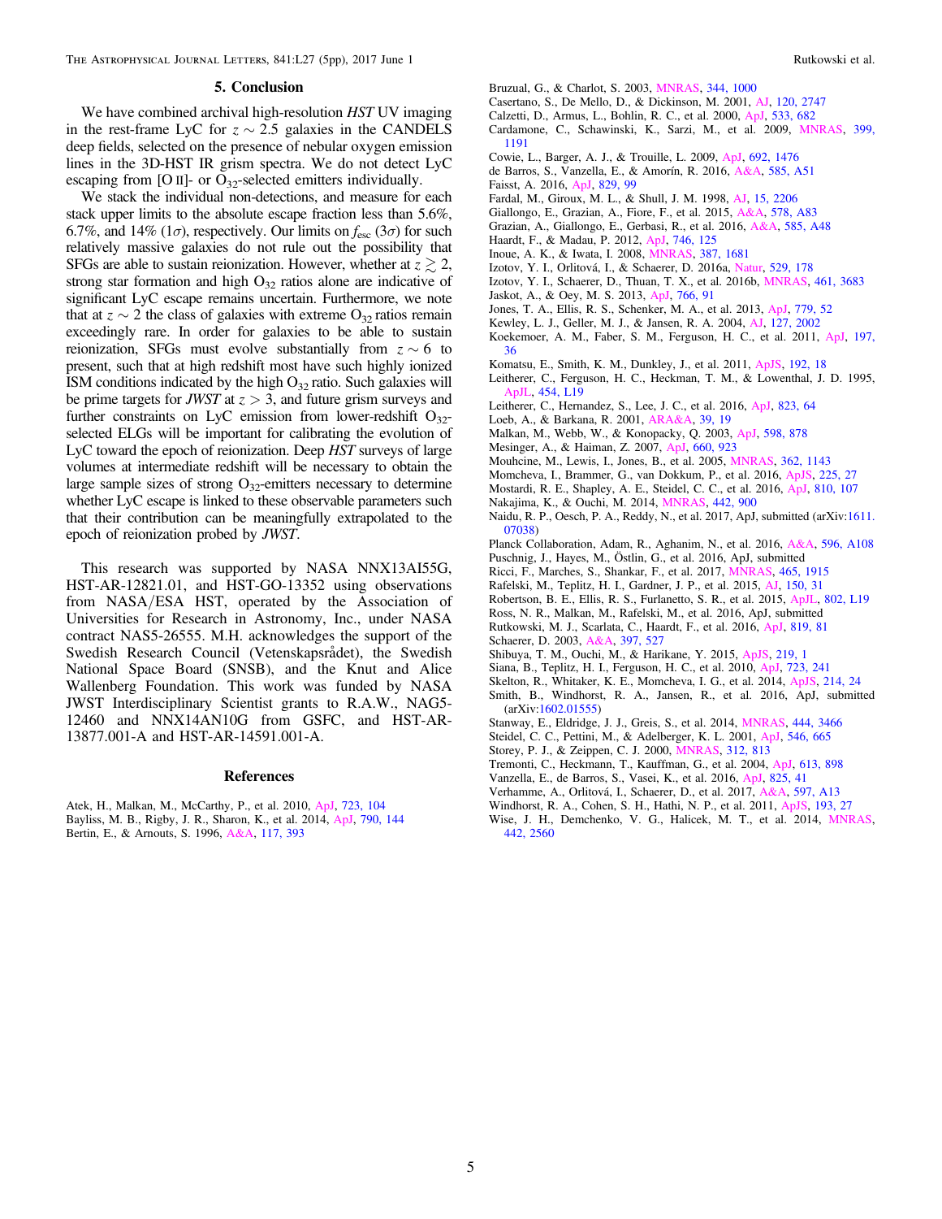## 5. Conclusion

We have combined archival high-resolution *HST* UV imaging in the rest-frame LyC for $z \sim 2.5$ galaxies in the CANDELS deep fields, selected on the presence of nebular oxygen emission lines in the 3D-HST IR grism spectra. We do not detect LyC escaping from [O II]- or $O_{32}$-selected emitters individually.

We stack the individual non-detections, and measure for each stack upper limits to the absolute escape fraction less than 5.6%, 6.7%, and 14% ($1\sigma$), respectively. Our limits on $f_{\rm esc}$ ($3\sigma$) for such relatively massive galaxies do not rule out the possibility that SFGs are able to sustain reionization. However, whether at $z \gtrsim 2$, strong star formation and high $O_{32}$ ratios alone are indicative of significant LyC escape remains uncertain. Furthermore, we note that at $z \sim 2$ the class of galaxies with extreme $O_{32}$ ratios remain exceedingly rare. In order for galaxies to be able to sustain reionization, SFGs must evolve substantially from $z \sim 6$ to present, such that at high redshift most have such highly ionized ISM conditions indicated by the high $O_{32}$ ratio. Such galaxies will be prime targets for *JWST* at $z > 3$, and future grism surveys and further constraints on LyC emission from lower-redshift $O_{32}$-selected ELGs will be important for calibrating the evolution of LyC toward the epoch of reionization. Deep *HST* surveys of large volumes at intermediate redshift will be necessary to obtain the large sample sizes of strong $O_{32}$-emitters necessary to determine whether LyC escape is linked to these observable parameters such that their contribution can be meaningfully extrapolated to the epoch of reionization probed by *JWST*.

This research was supported by NASA NNX13AI55G, HST-AR-12821.01, and HST-GO-13352 using observations from NASA/ESA HST, operated by the Association of Universities for Research in Astronomy, Inc., under NASA contract NAS5-26555. M.H. acknowledges the support of the Swedish Research Council (Vetenskapsrådet), the Swedish National Space Board (SNSB), and the Knut and Alice Wallenberg Foundation. This work was funded by NASA JWST Interdisciplinary Scientist grants to R.A.W., NAG5-12460 and NNX14AN10G from GSFC, and HST-AR-13877.001-A and HST-AR-14591.001-A.

## References

Atek, H., Malkan, M., McCarthy, P., et al. 2010, ApJ, 723, 104
Bayliss, M. B., Rigby, J. R., Sharon, K., et al. 2014, ApJ, 790, 144
Bertin, E., & Arnouts, S. 1996, A&A, 117, 393
Bruzual, G., & Charlot, S. 2003, MNRAS, 344, 1000
Casertano, S., De Mello, D., & Dickinson, M. 2001, AJ, 120, 2747
Calzetti, D., Armus, L., Bohlin, R. C., et al. 2000, ApJ, 533, 682
Cardamone, C., Schawinski, K., Sarzi, M., et al. 2009, MNRAS, 399, 1191
Cowie, L., Barger, A. J., & Trouille, L. 2009, ApJ, 692, 1476
de Barros, S., Vanzella, E., & Amorín, R. 2016, A&A, 585, A51
Faisst, A. 2016, ApJ, 829, 99
Fardal, M., Giroux, M. L., & Shull, J. M. 1998, AJ, 15, 2206
Giallongo, E., Grazian, A., Fiore, F., et al. 2015, A&A, 578, A83
Grazian, A., Giallongo, E., Gerbasi, R., et al. 2016, A&A, 585, A48
Haardt, F., & Madau, P. 2012, ApJ, 746, 125
Inoue, A. K., & Iwata, I. 2008, MNRAS, 387, 1681
Izotov, Y. I., Orlitová, I., & Schaerer, D. 2016a, Natur, 529, 178
Izotov, Y. I., Schaerer, D., Thuan, T. X., et al. 2016b, MNRAS, 461, 3683
Jaskot, A., & Oey, M. S. 2013, ApJ, 766, 91
Jones, T. A., Ellis, R. S., Schenker, M. A., et al. 2013, ApJ, 779, 52
Kewley, L. J., Geller, M. J., & Jansen, R. A. 2004, AJ, 127, 2002
Koekemoer, A. M., Faber, S. M., Ferguson, H. C., et al. 2011, ApJ, 197, 36
Komatsu, E., Smith, K. M., Dunkley, J., et al. 2011, ApJS, 192, 18
Leitherer, C., Ferguson, H. C., Heckman, T. M., & Lowenthal, J. D. 1995, ApJL, 454, L19
Leitherer, C., Hernandez, S., Lee, J. C., et al. 2016, ApJ, 823, 64
Loeb, A., & Barkana, R. 2001, ARA&A, 39, 19
Malkan, M., Webb, W., & Konopacky, Q. 2003, ApJ, 598, 878
Mesinger, A., & Haiman, Z. 2007, ApJ, 660, 923
Mouhcine, M., Lewis, I., Jones, B., et al. 2005, MNRAS, 362, 1143
Momcheva, I., Brammer, G., van Dokkum, P., et al. 2016, ApJS, 225, 27
Mostardi, R. E., Shapley, A. E., Steidel, C. C., et al. 2016, ApJ, 810, 107
Nakajima, K., & Ouchi, M. 2014, MNRAS, 442, 900
Naidu, R. P., Oesch, P. A., Reddy, N., et al. 2017, ApJ, submitted (arXiv:1611.07038)
Planck Collaboration, Adam, R., Aghanim, N., et al. 2016, A&A, 596, A108
Puschnig, J., Hayes, M., Östlin, G., et al. 2016, ApJ, submitted
Ricci, F., Marches, S., Shankar, F., et al. 2017, MNRAS, 465, 1915
Rafelski, M., Teplitz, H. I., Gardner, J. P., et al. 2015, AJ, 150, 31
Robertson, B. E., Ellis, R. S., Furlanetto, S. R., et al. 2015, ApJL, 802, L19
Ross, N. R., Malkan, M., Rafelski, M., et al. 2016, ApJ, submitted
Rutkowski, M. J., Scarlata, C., Haardt, F., et al. 2016, ApJ, 819, 81
Schaerer, D. 2003, A&A, 397, 527
Shibuya, T. M., Ouchi, M., & Harikane, Y. 2015, ApJS, 219, 1
Siana, B., Teplitz, H. I., Ferguson, H. C., et al. 2010, ApJ, 723, 241
Skelton, R., Whitaker, K. E., Momcheva, I. G., et al. 2014, ApJS, 214, 24
Smith, B., Windhorst, R. A., Jansen, R., et al. 2016, ApJ, submitted (arXiv:1602.01555)
Stanway, E., Eldridge, J. J., Greis, S., et al. 2014, MNRAS, 444, 3466
Steidel, C. C., Pettini, M., & Adelberger, K. L. 2001, ApJ, 546, 665
Storey, P. J., & Zeippen, C. J. 2000, MNRAS, 312, 813
Tremonti, C., Heckmann, T., Kauffman, G., et al. 2004, ApJ, 613, 898
Vanzella, E., de Barros, S., Vasei, K., et al. 2016, ApJ, 825, 41
Verhamme, A., Orlitová, I., Schaerer, D., et al. 2017, A&A, 597, A13
Windhorst, R. A., Cohen, S. H., Hathi, N. P., et al. 2011, ApJS, 193, 27
Wise, J. H., Demchenko, V. G., Halicek, M. T., et al. 2014, MNRAS, 442, 2560